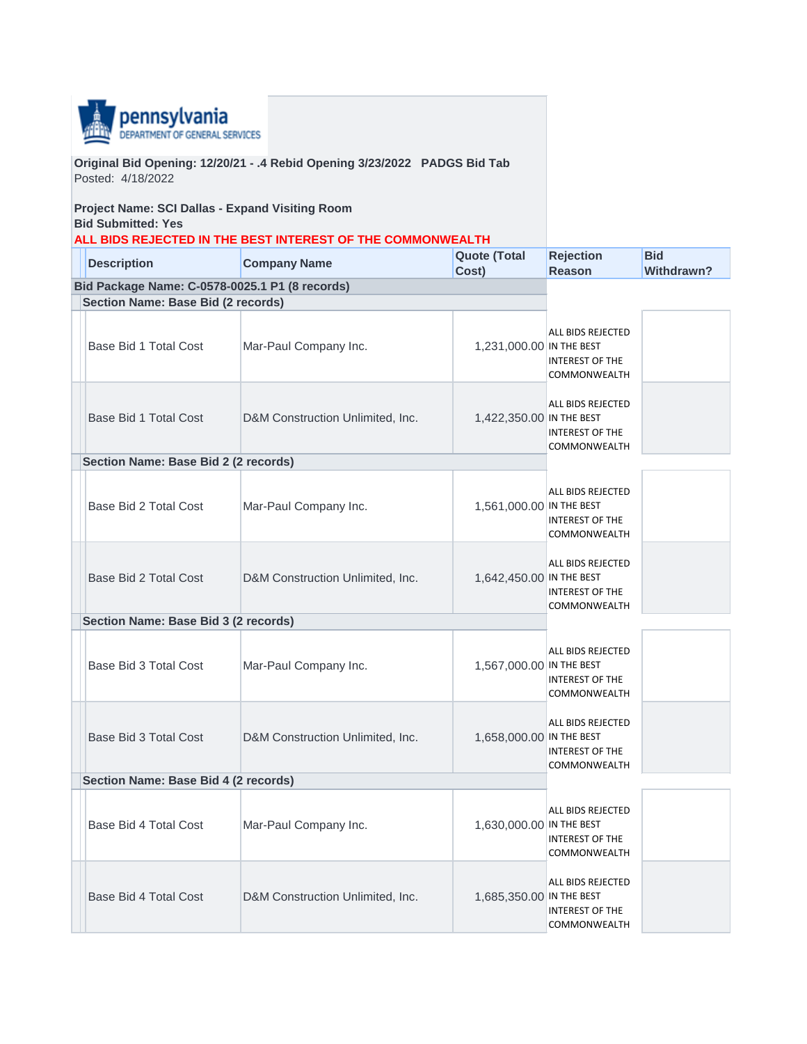pennsylvania
DEPARTMENT OF GENERAL SERVICES

**Original Bid Opening: 12/20/21 - .4 Rebid Opening 3/23/2022   PADGS Bid Tab**
Posted: 4/18/2022

**Project Name: SCI Dallas - Expand Visiting Room**
**Bid Submitted: Yes**
**ALL BIDS REJECTED IN THE BEST INTEREST OF THE COMMONWEALTH**

| Description | Company Name | Quote (Total Cost) | Rejection Reason | Bid Withdrawn? |
|---|---|---|---|---|
| **Bid Package Name: C-0578-0025.1 P1 (8 records)** | | | | |
| **Section Name: Base Bid (2 records)** | | | | |
| Base Bid 1 Total Cost | Mar-Paul Company Inc. | 1,231,000.00 | ALL BIDS REJECTED IN THE BEST INTEREST OF THE COMMONWEALTH | |
| Base Bid 1 Total Cost | D&M Construction Unlimited, Inc. | 1,422,350.00 | ALL BIDS REJECTED IN THE BEST INTEREST OF THE COMMONWEALTH | |
| **Section Name: Base Bid 2 (2 records)** | | | | |
| Base Bid 2 Total Cost | Mar-Paul Company Inc. | 1,561,000.00 | ALL BIDS REJECTED IN THE BEST INTEREST OF THE COMMONWEALTH | |
| Base Bid 2 Total Cost | D&M Construction Unlimited, Inc. | 1,642,450.00 | ALL BIDS REJECTED IN THE BEST INTEREST OF THE COMMONWEALTH | |
| **Section Name: Base Bid 3 (2 records)** | | | | |
| Base Bid 3 Total Cost | Mar-Paul Company Inc. | 1,567,000.00 | ALL BIDS REJECTED IN THE BEST INTEREST OF THE COMMONWEALTH | |
| Base Bid 3 Total Cost | D&M Construction Unlimited, Inc. | 1,658,000.00 | ALL BIDS REJECTED IN THE BEST INTEREST OF THE COMMONWEALTH | |
| **Section Name: Base Bid 4 (2 records)** | | | | |
| Base Bid 4 Total Cost | Mar-Paul Company Inc. | 1,630,000.00 | ALL BIDS REJECTED IN THE BEST INTEREST OF THE COMMONWEALTH | |
| Base Bid 4 Total Cost | D&M Construction Unlimited, Inc. | 1,685,350.00 | ALL BIDS REJECTED IN THE BEST INTEREST OF THE COMMONWEALTH | |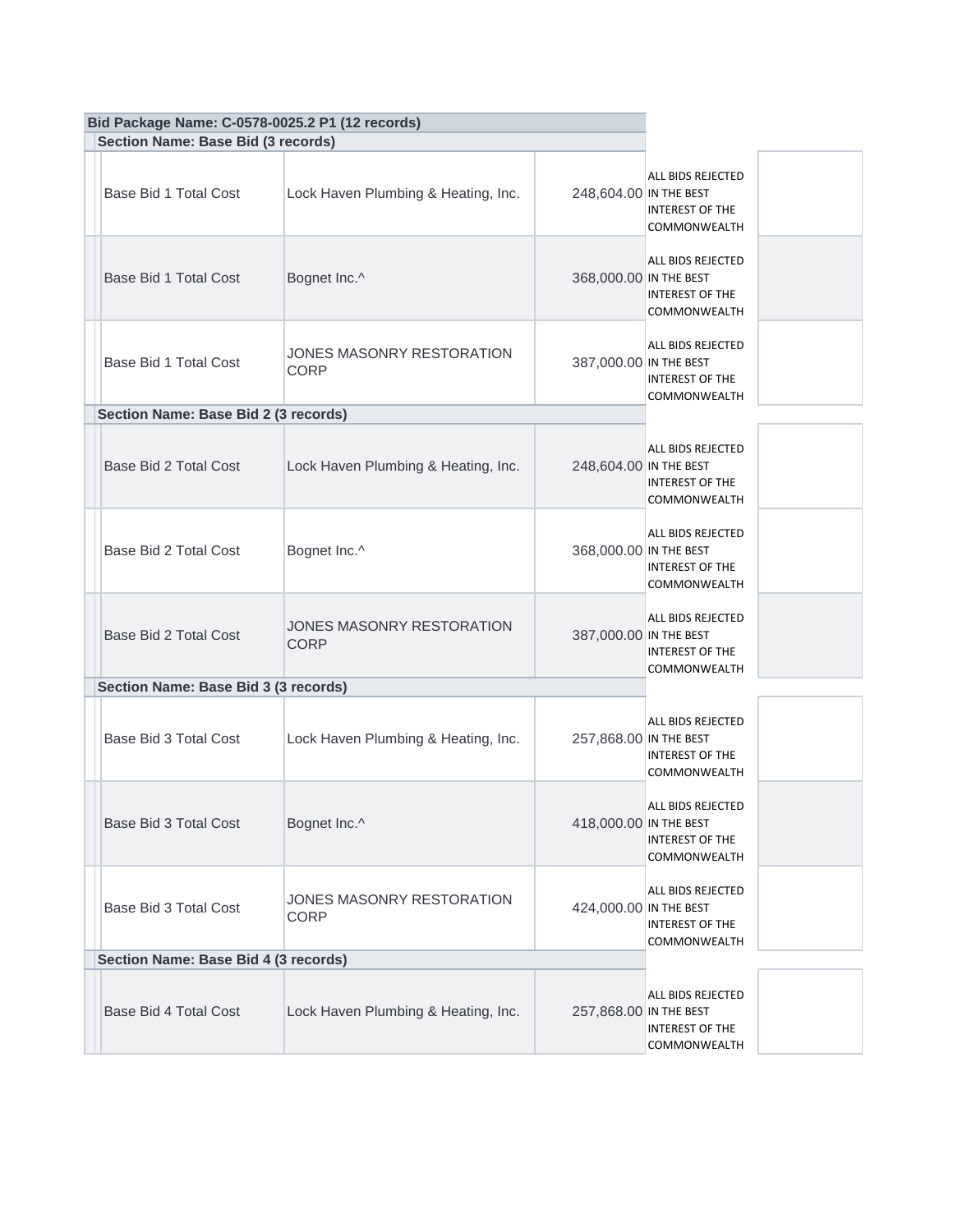**Bid Package Name: C-0578-0025.2 P1 (12 records)**

**Section Name: Base Bid (3 records)**

| | | | | |
|---|---|---|---|---|
| Base Bid 1 Total Cost | Lock Haven Plumbing & Heating, Inc. | 248,604.00 | ALL BIDS REJECTED IN THE BEST INTEREST OF THE COMMONWEALTH | |
| Base Bid 1 Total Cost | Bognet Inc.^ | 368,000.00 | ALL BIDS REJECTED IN THE BEST INTEREST OF THE COMMONWEALTH | |
| Base Bid 1 Total Cost | JONES MASONRY RESTORATION CORP | 387,000.00 | ALL BIDS REJECTED IN THE BEST INTEREST OF THE COMMONWEALTH | |

**Section Name: Base Bid 2 (3 records)**

| | | | | |
|---|---|---|---|---|
| Base Bid 2 Total Cost | Lock Haven Plumbing & Heating, Inc. | 248,604.00 | ALL BIDS REJECTED IN THE BEST INTEREST OF THE COMMONWEALTH | |
| Base Bid 2 Total Cost | Bognet Inc.^ | 368,000.00 | ALL BIDS REJECTED IN THE BEST INTEREST OF THE COMMONWEALTH | |
| Base Bid 2 Total Cost | JONES MASONRY RESTORATION CORP | 387,000.00 | ALL BIDS REJECTED IN THE BEST INTEREST OF THE COMMONWEALTH | |

**Section Name: Base Bid 3 (3 records)**

| | | | | |
|---|---|---|---|---|
| Base Bid 3 Total Cost | Lock Haven Plumbing & Heating, Inc. | 257,868.00 | ALL BIDS REJECTED IN THE BEST INTEREST OF THE COMMONWEALTH | |
| Base Bid 3 Total Cost | Bognet Inc.^ | 418,000.00 | ALL BIDS REJECTED IN THE BEST INTEREST OF THE COMMONWEALTH | |
| Base Bid 3 Total Cost | JONES MASONRY RESTORATION CORP | 424,000.00 | ALL BIDS REJECTED IN THE BEST INTEREST OF THE COMMONWEALTH | |

**Section Name: Base Bid 4 (3 records)**

| | | | | |
|---|---|---|---|---|
| Base Bid 4 Total Cost | Lock Haven Plumbing & Heating, Inc. | 257,868.00 | ALL BIDS REJECTED IN THE BEST INTEREST OF THE COMMONWEALTH | |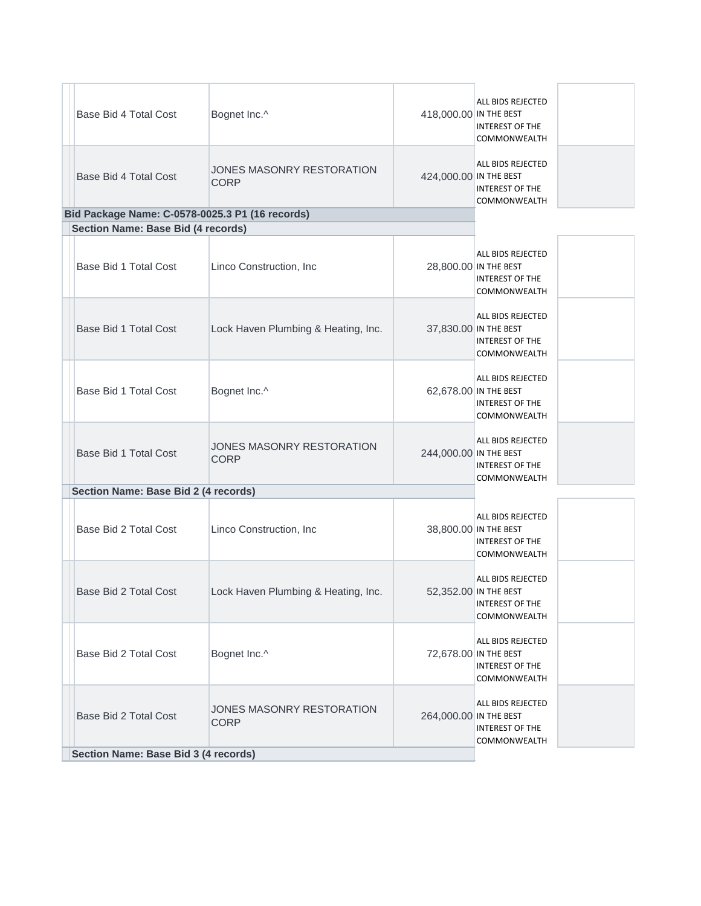| | | | | |
|---|---|---|---|---|
| Base Bid 4 Total Cost | Bognet Inc.^ | 418,000.00 | ALL BIDS REJECTED IN THE BEST INTEREST OF THE COMMONWEALTH | |
| Base Bid 4 Total Cost | JONES MASONRY RESTORATION CORP | 424,000.00 | ALL BIDS REJECTED IN THE BEST INTEREST OF THE COMMONWEALTH | |

**Bid Package Name: C-0578-0025.3 P1 (16 records)**

**Section Name: Base Bid (4 records)**

| | | | | |
|---|---|---|---|---|
| Base Bid 1 Total Cost | Linco Construction, Inc | 28,800.00 | ALL BIDS REJECTED IN THE BEST INTEREST OF THE COMMONWEALTH | |
| Base Bid 1 Total Cost | Lock Haven Plumbing & Heating, Inc. | 37,830.00 | ALL BIDS REJECTED IN THE BEST INTEREST OF THE COMMONWEALTH | |
| Base Bid 1 Total Cost | Bognet Inc.^ | 62,678.00 | ALL BIDS REJECTED IN THE BEST INTEREST OF THE COMMONWEALTH | |
| Base Bid 1 Total Cost | JONES MASONRY RESTORATION CORP | 244,000.00 | ALL BIDS REJECTED IN THE BEST INTEREST OF THE COMMONWEALTH | |

**Section Name: Base Bid 2 (4 records)**

| | | | | |
|---|---|---|---|---|
| Base Bid 2 Total Cost | Linco Construction, Inc | 38,800.00 | ALL BIDS REJECTED IN THE BEST INTEREST OF THE COMMONWEALTH | |
| Base Bid 2 Total Cost | Lock Haven Plumbing & Heating, Inc. | 52,352.00 | ALL BIDS REJECTED IN THE BEST INTEREST OF THE COMMONWEALTH | |
| Base Bid 2 Total Cost | Bognet Inc.^ | 72,678.00 | ALL BIDS REJECTED IN THE BEST INTEREST OF THE COMMONWEALTH | |
| Base Bid 2 Total Cost | JONES MASONRY RESTORATION CORP | 264,000.00 | ALL BIDS REJECTED IN THE BEST INTEREST OF THE COMMONWEALTH | |

**Section Name: Base Bid 3 (4 records)**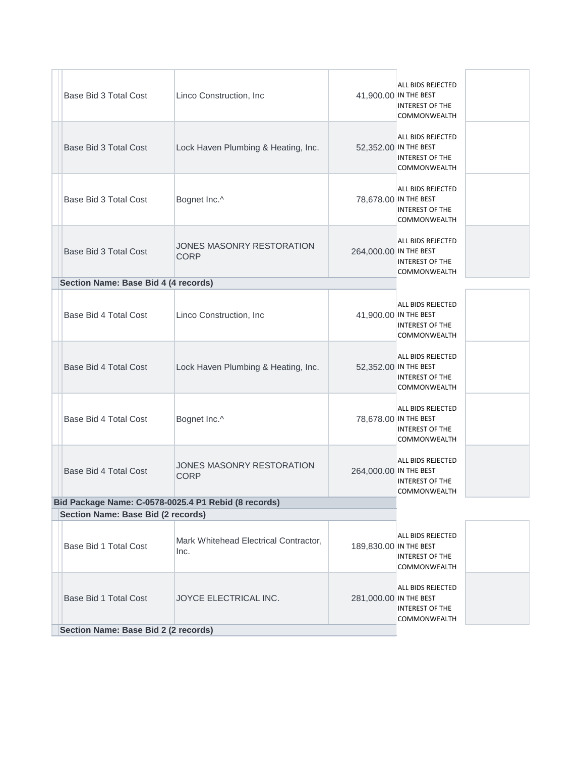| | | | | |
|---|---|---|---|---|
| Base Bid 3 Total Cost | Linco Construction, Inc | 41,900.00 | ALL BIDS REJECTED IN THE BEST INTEREST OF THE COMMONWEALTH | |
| Base Bid 3 Total Cost | Lock Haven Plumbing & Heating, Inc. | 52,352.00 | ALL BIDS REJECTED IN THE BEST INTEREST OF THE COMMONWEALTH | |
| Base Bid 3 Total Cost | Bognet Inc.^ | 78,678.00 | ALL BIDS REJECTED IN THE BEST INTEREST OF THE COMMONWEALTH | |
| Base Bid 3 Total Cost | JONES MASONRY RESTORATION CORP | 264,000.00 | ALL BIDS REJECTED IN THE BEST INTEREST OF THE COMMONWEALTH | |
| **Section Name: Base Bid 4 (4 records)** | | | | |
| Base Bid 4 Total Cost | Linco Construction, Inc | 41,900.00 | ALL BIDS REJECTED IN THE BEST INTEREST OF THE COMMONWEALTH | |
| Base Bid 4 Total Cost | Lock Haven Plumbing & Heating, Inc. | 52,352.00 | ALL BIDS REJECTED IN THE BEST INTEREST OF THE COMMONWEALTH | |
| Base Bid 4 Total Cost | Bognet Inc.^ | 78,678.00 | ALL BIDS REJECTED IN THE BEST INTEREST OF THE COMMONWEALTH | |
| Base Bid 4 Total Cost | JONES MASONRY RESTORATION CORP | 264,000.00 | ALL BIDS REJECTED IN THE BEST INTEREST OF THE COMMONWEALTH | |
| **Bid Package Name: C-0578-0025.4 P1 Rebid (8 records)** | | | | |
| **Section Name: Base Bid (2 records)** | | | | |
| Base Bid 1 Total Cost | Mark Whitehead Electrical Contractor, Inc. | 189,830.00 | ALL BIDS REJECTED IN THE BEST INTEREST OF THE COMMONWEALTH | |
| Base Bid 1 Total Cost | JOYCE ELECTRICAL INC. | 281,000.00 | ALL BIDS REJECTED IN THE BEST INTEREST OF THE COMMONWEALTH | |
| **Section Name: Base Bid 2 (2 records)** | | | | |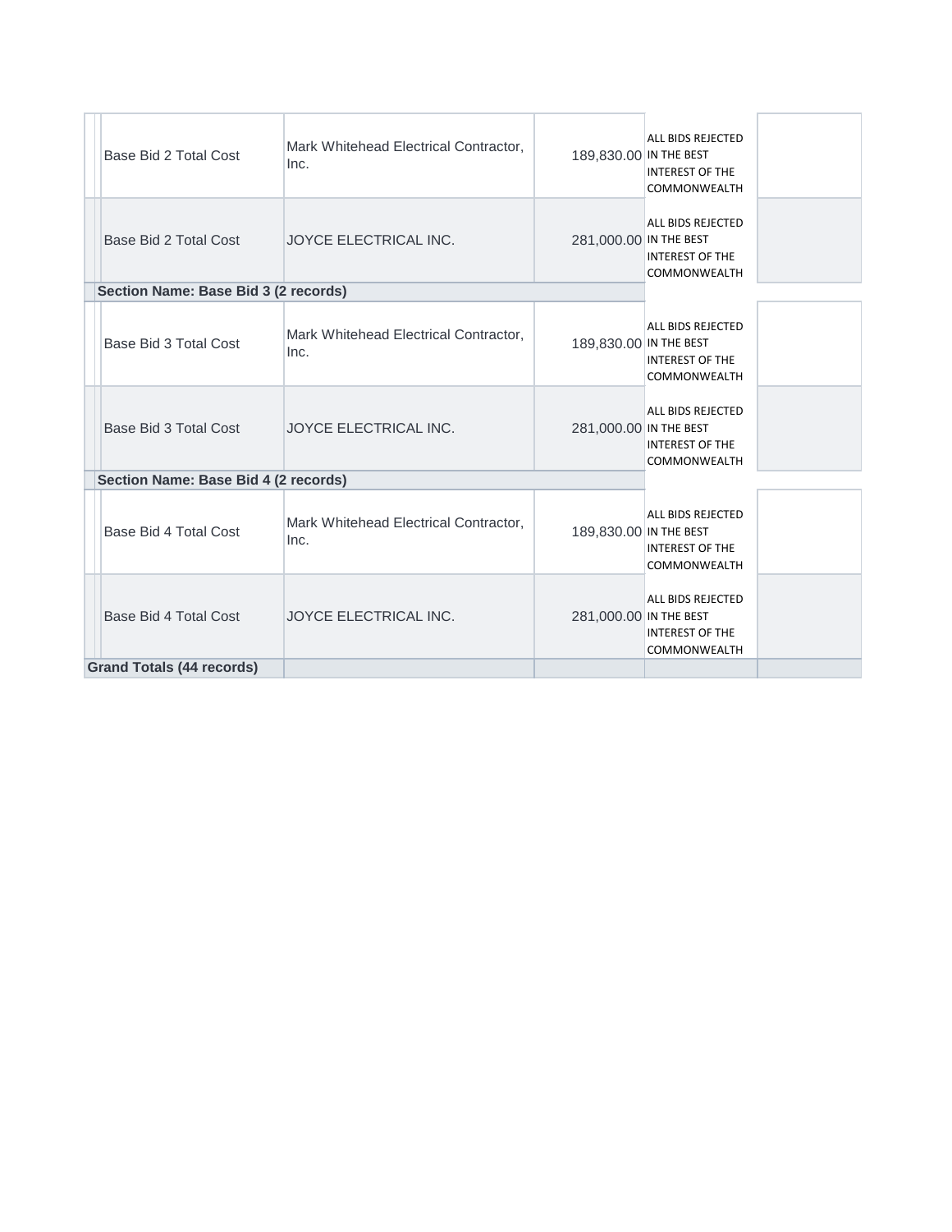| | | | | |
|---|---|---|---|---|
| Base Bid 2 Total Cost | Mark Whitehead Electrical Contractor, Inc. | 189,830.00 | ALL BIDS REJECTED IN THE BEST INTEREST OF THE COMMONWEALTH | |
| Base Bid 2 Total Cost | JOYCE ELECTRICAL INC. | 281,000.00 | ALL BIDS REJECTED IN THE BEST INTEREST OF THE COMMONWEALTH | |
| **Section Name: Base Bid 3 (2 records)** | | | | |
| Base Bid 3 Total Cost | Mark Whitehead Electrical Contractor, Inc. | 189,830.00 | ALL BIDS REJECTED IN THE BEST INTEREST OF THE COMMONWEALTH | |
| Base Bid 3 Total Cost | JOYCE ELECTRICAL INC. | 281,000.00 | ALL BIDS REJECTED IN THE BEST INTEREST OF THE COMMONWEALTH | |
| **Section Name: Base Bid 4 (2 records)** | | | | |
| Base Bid 4 Total Cost | Mark Whitehead Electrical Contractor, Inc. | 189,830.00 | ALL BIDS REJECTED IN THE BEST INTEREST OF THE COMMONWEALTH | |
| Base Bid 4 Total Cost | JOYCE ELECTRICAL INC. | 281,000.00 | ALL BIDS REJECTED IN THE BEST INTEREST OF THE COMMONWEALTH | |
| **Grand Totals (44 records)** | | | | |